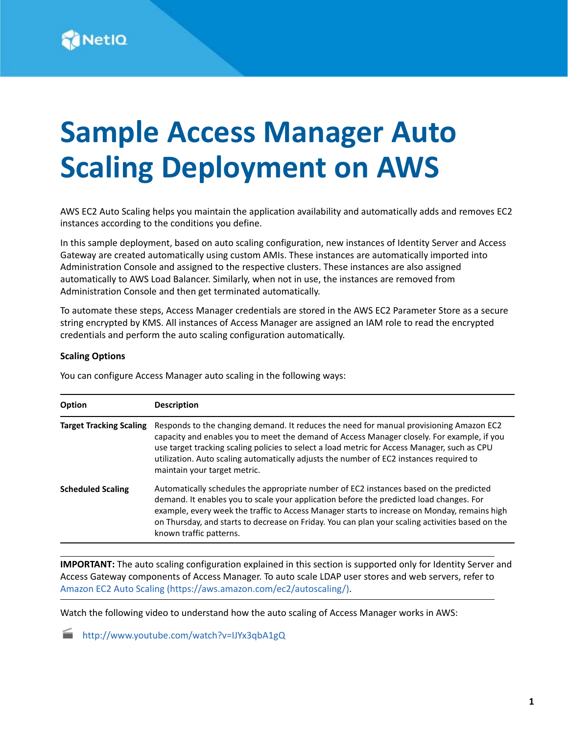# Sample Access Manager Auto Scaling Deployment on AWS

AWS EC2 Auto Scaling helps you maintain the application availability and automatically adds and removes EC2 instances according to the conditions you define.

In this sample deployment, based on auto scaling configuration, new instances of Identity Server and Access Gateway are created automatically using custom AMIs. These instances are automatically imported into Administration Console and assigned to the respective clusters. These instances are also assigned automatically to AWS Load Balancer. Similarly, when not in use, the instances are removed from Administration Console and then get terminated automatically.

To automate these steps, Access Manager credentials are stored in the AWS EC2 Parameter Store as a secure string encrypted by KMS. All instances of Access Manager are assigned an IAM role to read the encrypted credentials and perform the auto scaling configuration automatically.

**Scaling Options**

You can configure Access Manager auto scaling in the following ways:

| Option | Description |
| --- | --- |
| **Target Tracking Scaling** | Responds to the changing demand. It reduces the need for manual provisioning Amazon EC2 capacity and enables you to meet the demand of Access Manager closely. For example, if you use target tracking scaling policies to select a load metric for Access Manager, such as CPU utilization. Auto scaling automatically adjusts the number of EC2 instances required to maintain your target metric. |
| **Scheduled Scaling** | Automatically schedules the appropriate number of EC2 instances based on the predicted demand. It enables you to scale your application before the predicted load changes. For example, every week the traffic to Access Manager starts to increase on Monday, remains high on Thursday, and starts to decrease on Friday. You can plan your scaling activities based on the known traffic patterns. |

**IMPORTANT:** The auto scaling configuration explained in this section is supported only for Identity Server and Access Gateway components of Access Manager. To auto scale LDAP user stores and web servers, refer to Amazon EC2 Auto Scaling (https://aws.amazon.com/ec2/autoscaling/).

Watch the following video to understand how the auto scaling of Access Manager works in AWS:

http://www.youtube.com/watch?v=IJYx3qbA1gQ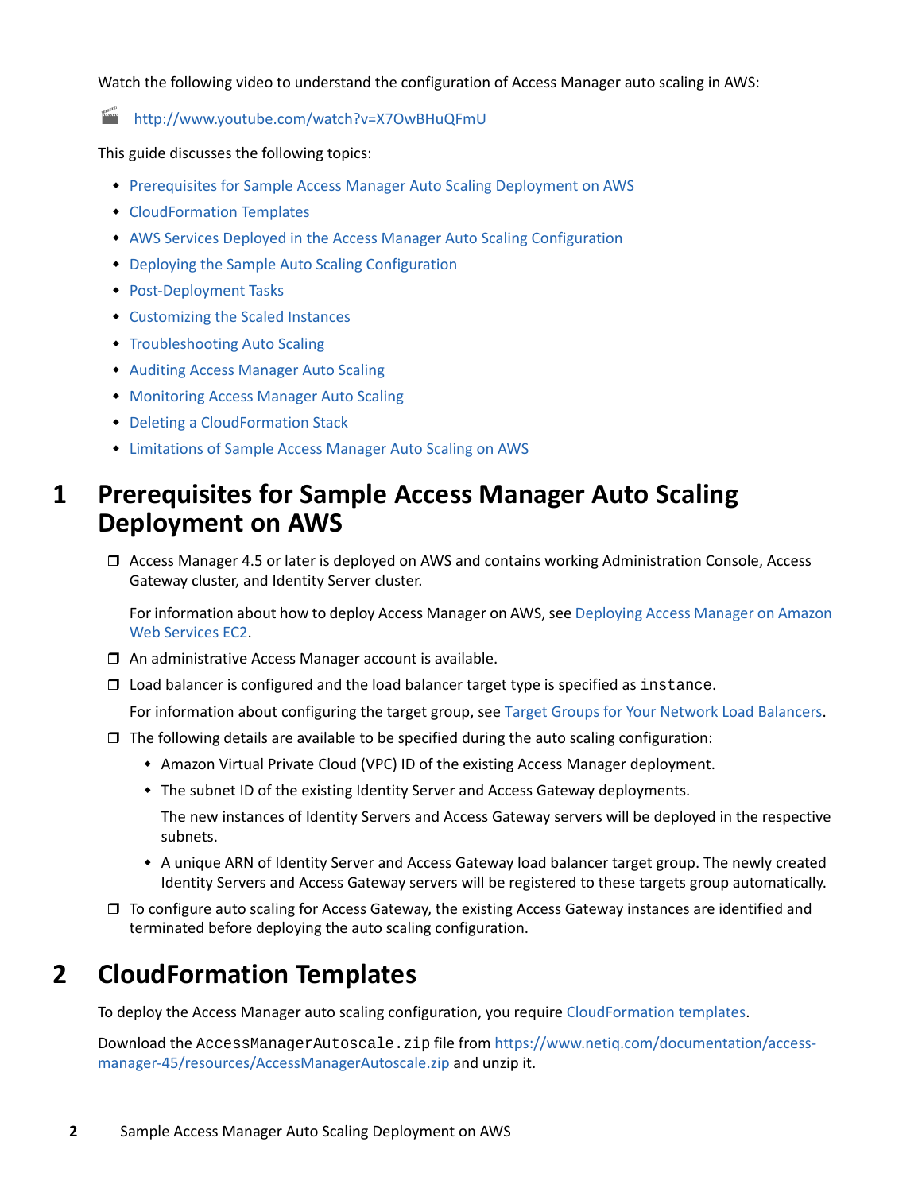Watch the following video to understand the configuration of Access Manager auto scaling in AWS:

http://www.youtube.com/watch?v=X7OwBHuQFmU

This guide discusses the following topics:

- Prerequisites for Sample Access Manager Auto Scaling Deployment on AWS
- CloudFormation Templates
- AWS Services Deployed in the Access Manager Auto Scaling Configuration
- Deploying the Sample Auto Scaling Configuration
- Post-Deployment Tasks
- Customizing the Scaled Instances
- Troubleshooting Auto Scaling
- Auditing Access Manager Auto Scaling
- Monitoring Access Manager Auto Scaling
- Deleting a CloudFormation Stack
- Limitations of Sample Access Manager Auto Scaling on AWS

# 1 Prerequisites for Sample Access Manager Auto Scaling Deployment on AWS

- ☐ Access Manager 4.5 or later is deployed on AWS and contains working Administration Console, Access Gateway cluster, and Identity Server cluster.

  For information about how to deploy Access Manager on AWS, see Deploying Access Manager on Amazon Web Services EC2.
- ☐ An administrative Access Manager account is available.
- ☐ Load balancer is configured and the load balancer target type is specified as `instance`.

  For information about configuring the target group, see Target Groups for Your Network Load Balancers.
- ☐ The following details are available to be specified during the auto scaling configuration:
  - Amazon Virtual Private Cloud (VPC) ID of the existing Access Manager deployment.
  - The subnet ID of the existing Identity Server and Access Gateway deployments.

    The new instances of Identity Servers and Access Gateway servers will be deployed in the respective subnets.
  - A unique ARN of Identity Server and Access Gateway load balancer target group. The newly created Identity Servers and Access Gateway servers will be registered to these targets group automatically.
- ☐ To configure auto scaling for Access Gateway, the existing Access Gateway instances are identified and terminated before deploying the auto scaling configuration.

# 2 CloudFormation Templates

To deploy the Access Manager auto scaling configuration, you require CloudFormation templates.

Download the `AccessManagerAutoscale.zip` file from https://www.netiq.com/documentation/access-manager-45/resources/AccessManagerAutoscale.zip and unzip it.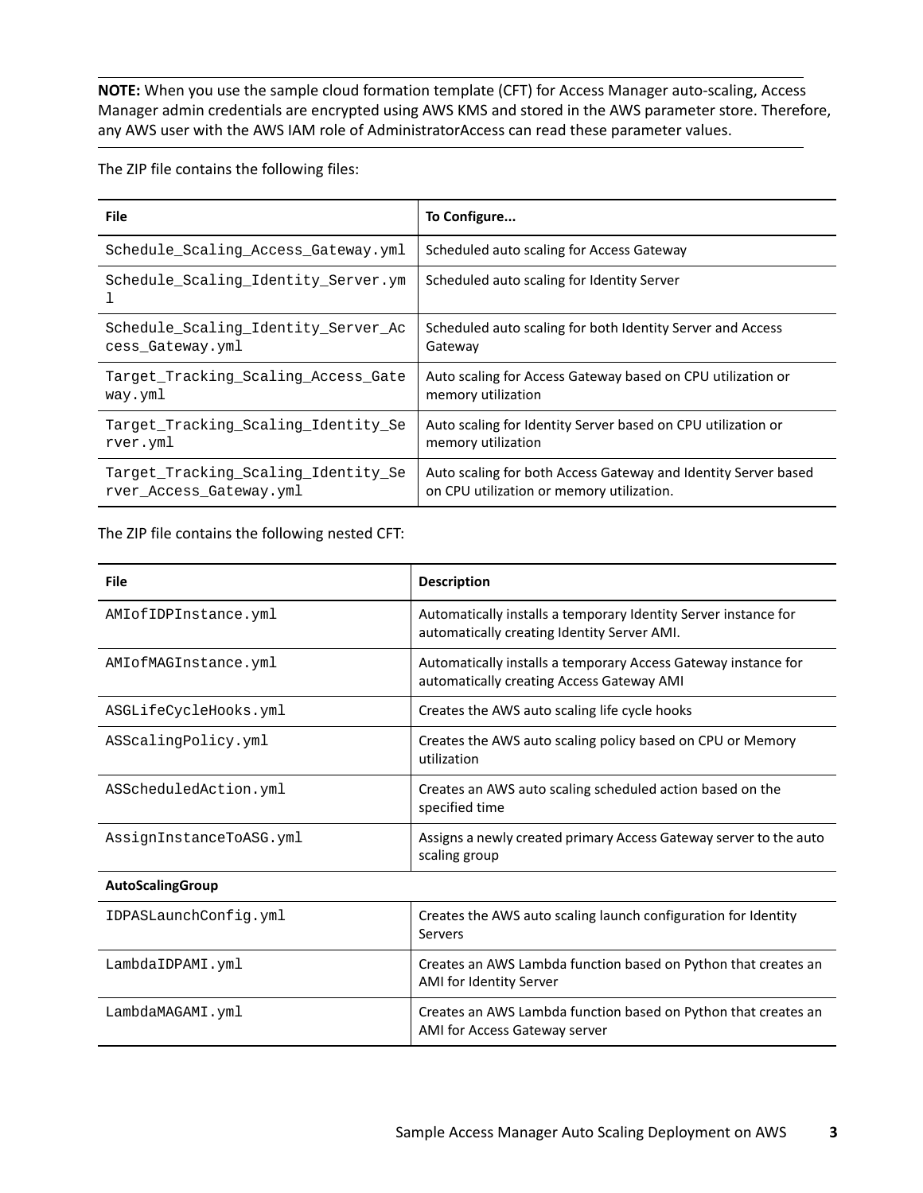**NOTE:** When you use the sample cloud formation template (CFT) for Access Manager auto-scaling, Access Manager admin credentials are encrypted using AWS KMS and stored in the AWS parameter store. Therefore, any AWS user with the AWS IAM role of AdministratorAccess can read these parameter values.

The ZIP file contains the following files:

| File | To Configure... |
|---|---|
| `Schedule_Scaling_Access_Gateway.yml` | Scheduled auto scaling for Access Gateway |
| `Schedule_Scaling_Identity_Server.yml` | Scheduled auto scaling for Identity Server |
| `Schedule_Scaling_Identity_Server_Access_Gateway.yml` | Scheduled auto scaling for both Identity Server and Access Gateway |
| `Target_Tracking_Scaling_Access_Gateway.yml` | Auto scaling for Access Gateway based on CPU utilization or memory utilization |
| `Target_Tracking_Scaling_Identity_Server.yml` | Auto scaling for Identity Server based on CPU utilization or memory utilization |
| `Target_Tracking_Scaling_Identity_Server_Access_Gateway.yml` | Auto scaling for both Access Gateway and Identity Server based on CPU utilization or memory utilization. |

The ZIP file contains the following nested CFT:

| File | Description |
|---|---|
| `AMIofIDPInstance.yml` | Automatically installs a temporary Identity Server instance for automatically creating Identity Server AMI. |
| `AMIofMAGInstance.yml` | Automatically installs a temporary Access Gateway instance for automatically creating Access Gateway AMI |
| `ASGLifeCycleHooks.yml` | Creates the AWS auto scaling life cycle hooks |
| `ASScalingPolicy.yml` | Creates the AWS auto scaling policy based on CPU or Memory utilization |
| `ASScheduledAction.yml` | Creates an AWS auto scaling scheduled action based on the specified time |
| `AssignInstanceToASG.yml` | Assigns a newly created primary Access Gateway server to the auto scaling group |
| **AutoScalingGroup** | |
| `IDPASLaunchConfig.yml` | Creates the AWS auto scaling launch configuration for Identity Servers |
| `LambdaIDPAMI.yml` | Creates an AWS Lambda function based on Python that creates an AMI for Identity Server |
| `LambdaMAGAMI.yml` | Creates an AWS Lambda function based on Python that creates an AMI for Access Gateway server |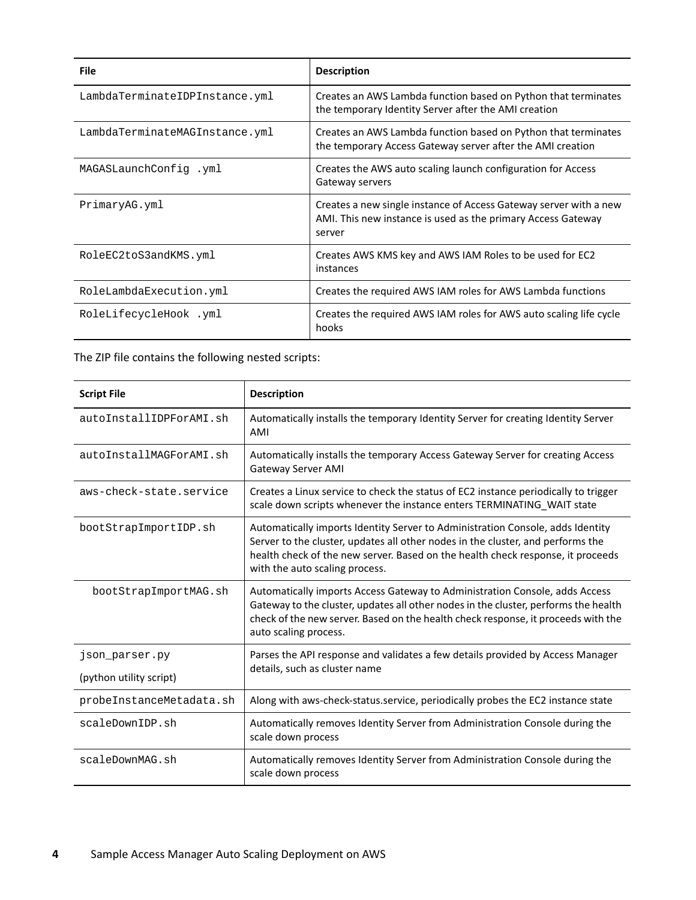| File | Description |
|---|---|
| `LambdaTerminateIDPInstance.yml` | Creates an AWS Lambda function based on Python that terminates the temporary Identity Server after the AMI creation |
| `LambdaTerminateMAGInstance.yml` | Creates an AWS Lambda function based on Python that terminates the temporary Access Gateway server after the AMI creation |
| `MAGASLaunchConfig .yml` | Creates the AWS auto scaling launch configuration for Access Gateway servers |
| `PrimaryAG.yml` | Creates a new single instance of Access Gateway server with a new AMI. This new instance is used as the primary Access Gateway server |
| `RoleEC2toS3andKMS.yml` | Creates AWS KMS key and AWS IAM Roles to be used for EC2 instances |
| `RoleLambdaExecution.yml` | Creates the required AWS IAM roles for AWS Lambda functions |
| `RoleLifecycleHook .yml` | Creates the required AWS IAM roles for AWS auto scaling life cycle hooks |

The ZIP file contains the following nested scripts:

| Script File | Description |
|---|---|
| `autoInstallIDPForAMI.sh` | Automatically installs the temporary Identity Server for creating Identity Server AMI |
| `autoInstallMAGForAMI.sh` | Automatically installs the temporary Access Gateway Server for creating Access Gateway Server AMI |
| `aws-check-state.service` | Creates a Linux service to check the status of EC2 instance periodically to trigger scale down scripts whenever the instance enters TERMINATING_WAIT state |
| `bootStrapImportIDP.sh` | Automatically imports Identity Server to Administration Console, adds Identity Server to the cluster, updates all other nodes in the cluster, and performs the health check of the new server. Based on the health check response, it proceeds with the auto scaling process. |
| `bootStrapImportMAG.sh` | Automatically imports Access Gateway to Administration Console, adds Access Gateway to the cluster, updates all other nodes in the cluster, performs the health check of the new server. Based on the health check response, it proceeds with the auto scaling process. |
| `json_parser.py` (python utility script) | Parses the API response and validates a few details provided by Access Manager details, such as cluster name |
| `probeInstanceMetadata.sh` | Along with aws-check-status.service, periodically probes the EC2 instance state |
| `scaleDownIDP.sh` | Automatically removes Identity Server from Administration Console during the scale down process |
| `scaleDownMAG.sh` | Automatically removes Identity Server from Administration Console during the scale down process |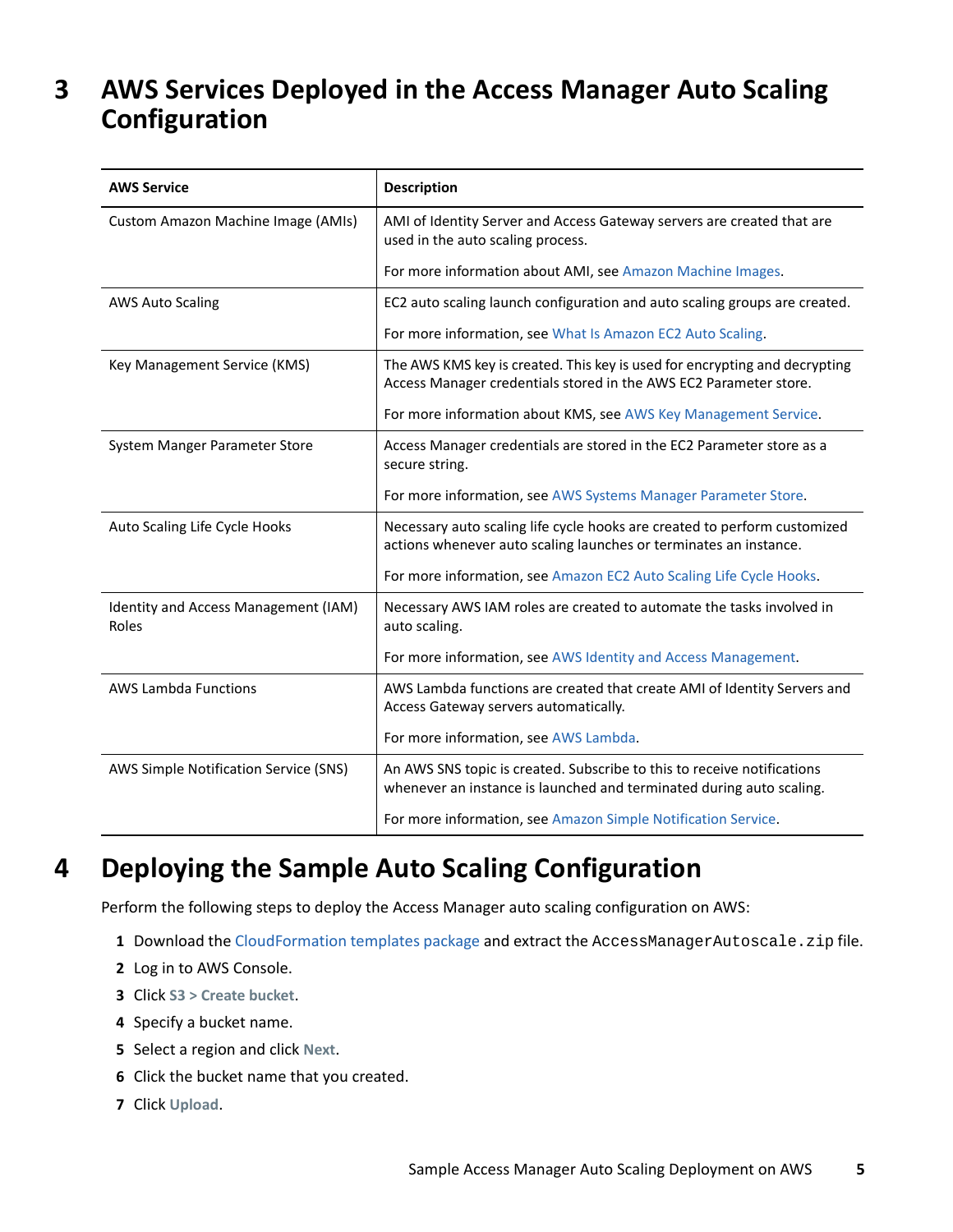# 3 AWS Services Deployed in the Access Manager Auto Scaling Configuration

| AWS Service | Description |
|---|---|
| Custom Amazon Machine Image (AMIs) | AMI of Identity Server and Access Gateway servers are created that are used in the auto scaling process.<br><br>For more information about AMI, see Amazon Machine Images. |
| AWS Auto Scaling | EC2 auto scaling launch configuration and auto scaling groups are created.<br><br>For more information, see What Is Amazon EC2 Auto Scaling. |
| Key Management Service (KMS) | The AWS KMS key is created. This key is used for encrypting and decrypting Access Manager credentials stored in the AWS EC2 Parameter store.<br><br>For more information about KMS, see AWS Key Management Service. |
| System Manger Parameter Store | Access Manager credentials are stored in the EC2 Parameter store as a secure string.<br><br>For more information, see AWS Systems Manager Parameter Store. |
| Auto Scaling Life Cycle Hooks | Necessary auto scaling life cycle hooks are created to perform customized actions whenever auto scaling launches or terminates an instance.<br><br>For more information, see Amazon EC2 Auto Scaling Life Cycle Hooks. |
| Identity and Access Management (IAM) Roles | Necessary AWS IAM roles are created to automate the tasks involved in auto scaling.<br><br>For more information, see AWS Identity and Access Management. |
| AWS Lambda Functions | AWS Lambda functions are created that create AMI of Identity Servers and Access Gateway servers automatically.<br><br>For more information, see AWS Lambda. |
| AWS Simple Notification Service (SNS) | An AWS SNS topic is created. Subscribe to this to receive notifications whenever an instance is launched and terminated during auto scaling.<br><br>For more information, see Amazon Simple Notification Service. |

# 4 Deploying the Sample Auto Scaling Configuration

Perform the following steps to deploy the Access Manager auto scaling configuration on AWS:

1. Download the CloudFormation templates package and extract the `AccessManagerAutoscale.zip` file.
2. Log in to AWS Console.
3. Click **S3 > Create bucket**.
4. Specify a bucket name.
5. Select a region and click **Next**.
6. Click the bucket name that you created.
7. Click **Upload**.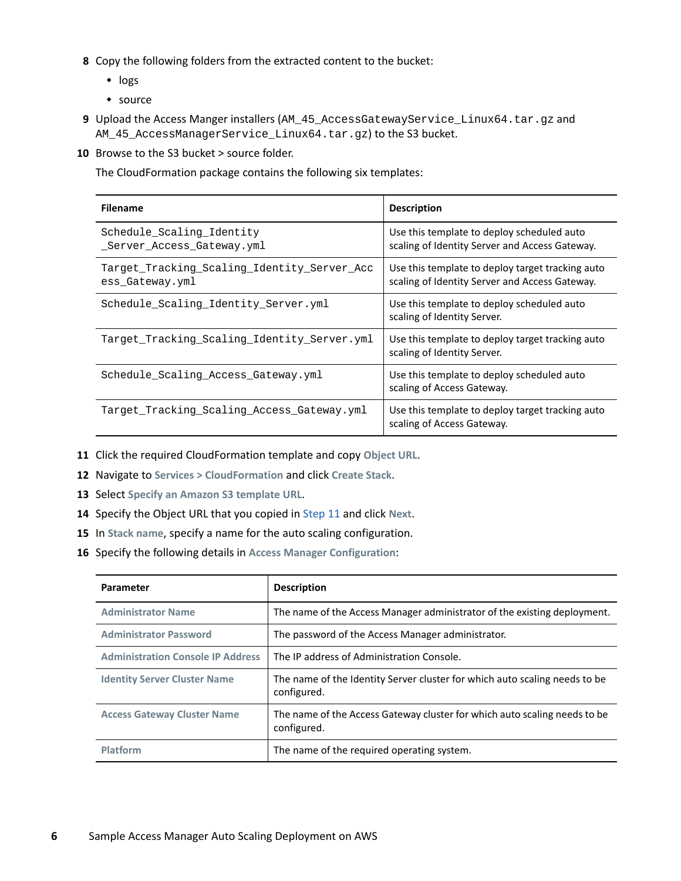8. Copy the following folders from the extracted content to the bucket:
   - logs
   - source
9. Upload the Access Manger installers (`AM_45_AccessGatewayService_Linux64.tar.gz` and `AM_45_AccessManagerService_Linux64.tar.gz`) to the S3 bucket.
10. Browse to the S3 bucket > source folder.

    The CloudFormation package contains the following six templates:

| Filename | Description |
|---|---|
| `Schedule_Scaling_Identity_Server_Access_Gateway.yml` | Use this template to deploy scheduled auto scaling of Identity Server and Access Gateway. |
| `Target_Tracking_Scaling_Identity_Server_Access_Gateway.yml` | Use this template to deploy target tracking auto scaling of Identity Server and Access Gateway. |
| `Schedule_Scaling_Identity_Server.yml` | Use this template to deploy scheduled auto scaling of Identity Server. |
| `Target_Tracking_Scaling_Identity_Server.yml` | Use this template to deploy target tracking auto scaling of Identity Server. |
| `Schedule_Scaling_Access_Gateway.yml` | Use this template to deploy scheduled auto scaling of Access Gateway. |
| `Target_Tracking_Scaling_Access_Gateway.yml` | Use this template to deploy target tracking auto scaling of Access Gateway. |

11. Click the required CloudFormation template and copy **Object URL**.
12. Navigate to **Services > CloudFormation** and click **Create Stack**.
13. Select **Specify an Amazon S3 template URL**.
14. Specify the Object URL that you copied in Step 11 and click **Next**.
15. In **Stack name**, specify a name for the auto scaling configuration.
16. Specify the following details in **Access Manager Configuration**:

| Parameter | Description |
|---|---|
| **Administrator Name** | The name of the Access Manager administrator of the existing deployment. |
| **Administrator Password** | The password of the Access Manager administrator. |
| **Administration Console IP Address** | The IP address of Administration Console. |
| **Identity Server Cluster Name** | The name of the Identity Server cluster for which auto scaling needs to be configured. |
| **Access Gateway Cluster Name** | The name of the Access Gateway cluster for which auto scaling needs to be configured. |
| **Platform** | The name of the required operating system. |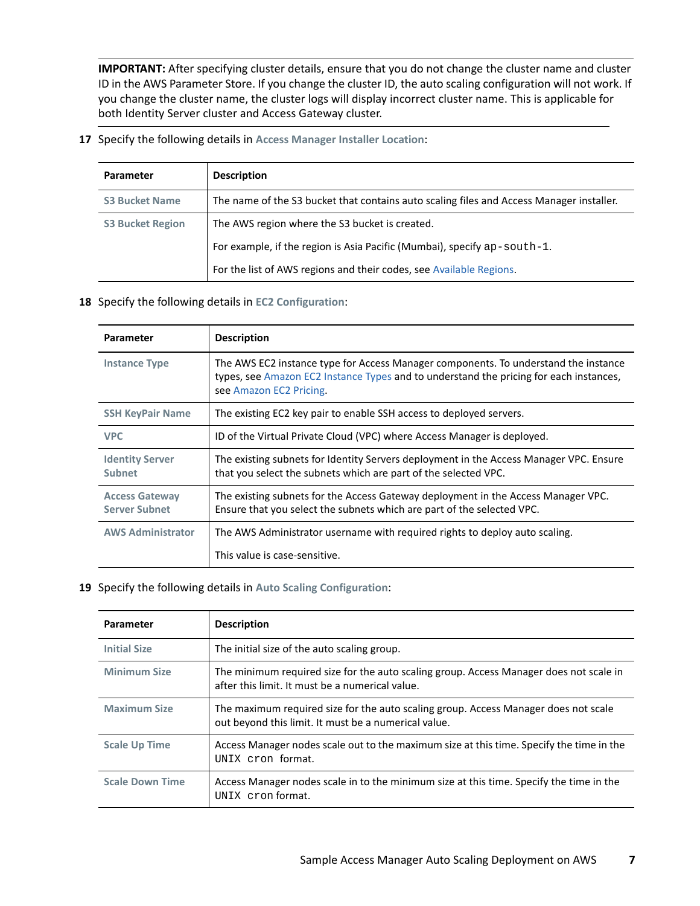**IMPORTANT:** After specifying cluster details, ensure that you do not change the cluster name and cluster ID in the AWS Parameter Store. If you change the cluster ID, the auto scaling configuration will not work. If you change the cluster name, the cluster logs will display incorrect cluster name. This is applicable for both Identity Server cluster and Access Gateway cluster.

**17** Specify the following details in **Access Manager Installer Location**:

| Parameter | Description |
|---|---|
| **S3 Bucket Name** | The name of the S3 bucket that contains auto scaling files and Access Manager installer. |
| **S3 Bucket Region** | The AWS region where the S3 bucket is created.<br><br>For example, if the region is Asia Pacific (Mumbai), specify `ap-south-1`.<br><br>For the list of AWS regions and their codes, see Available Regions. |

**18** Specify the following details in **EC2 Configuration**:

| Parameter | Description |
|---|---|
| **Instance Type** | The AWS EC2 instance type for Access Manager components. To understand the instance types, see Amazon EC2 Instance Types and to understand the pricing for each instances, see Amazon EC2 Pricing. |
| **SSH KeyPair Name** | The existing EC2 key pair to enable SSH access to deployed servers. |
| **VPC** | ID of the Virtual Private Cloud (VPC) where Access Manager is deployed. |
| **Identity Server Subnet** | The existing subnets for Identity Servers deployment in the Access Manager VPC. Ensure that you select the subnets which are part of the selected VPC. |
| **Access Gateway Server Subnet** | The existing subnets for the Access Gateway deployment in the Access Manager VPC. Ensure that you select the subnets which are part of the selected VPC. |
| **AWS Administrator** | The AWS Administrator username with required rights to deploy auto scaling.<br><br>This value is case-sensitive. |

**19** Specify the following details in **Auto Scaling Configuration**:

| Parameter | Description |
|---|---|
| **Initial Size** | The initial size of the auto scaling group. |
| **Minimum Size** | The minimum required size for the auto scaling group. Access Manager does not scale in after this limit. It must be a numerical value. |
| **Maximum Size** | The maximum required size for the auto scaling group. Access Manager does not scale out beyond this limit. It must be a numerical value. |
| **Scale Up Time** | Access Manager nodes scale out to the maximum size at this time. Specify the time in the `UNIX cron` format. |
| **Scale Down Time** | Access Manager nodes scale in to the minimum size at this time. Specify the time in the `UNIX cron` format. |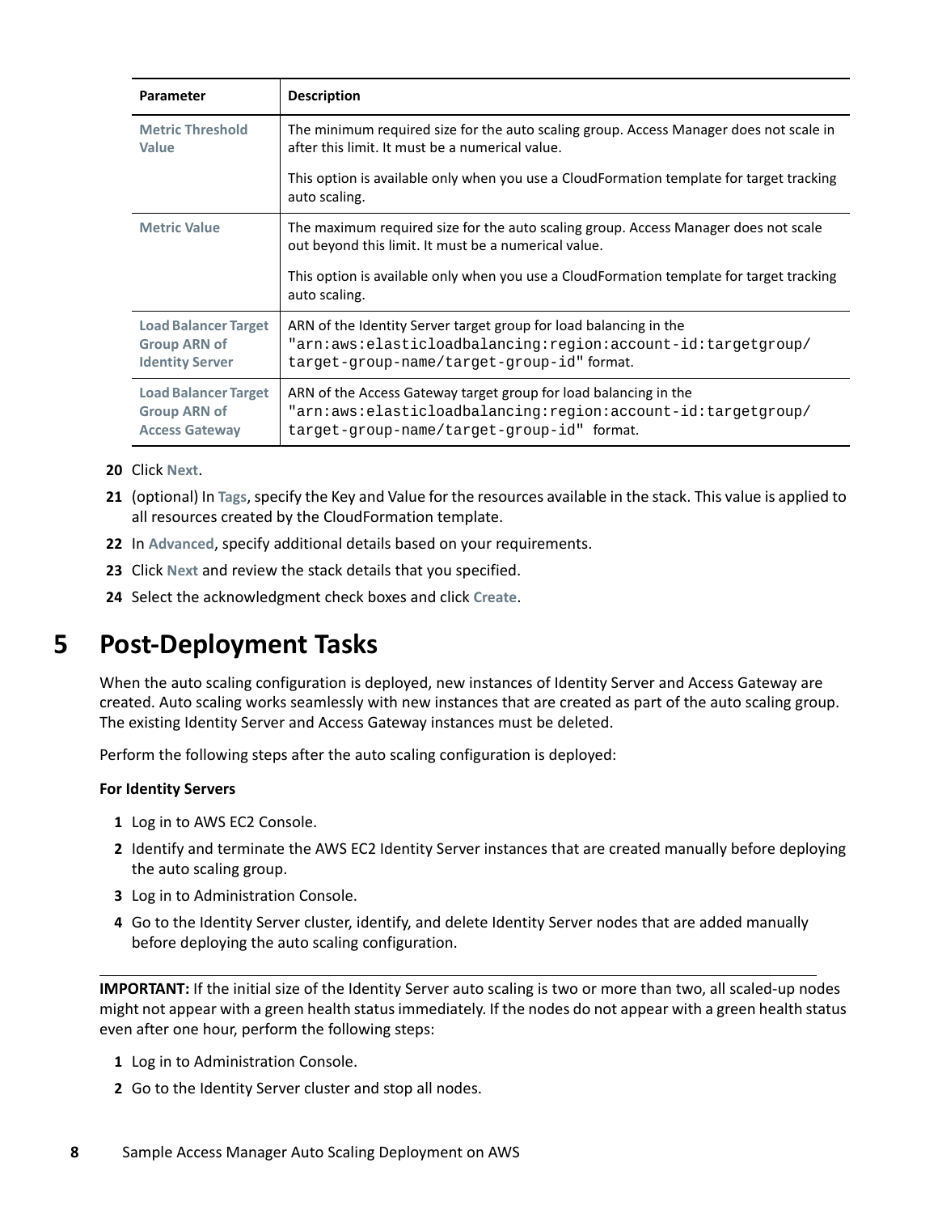| Parameter | Description |
|---|---|
| **Metric Threshold Value** | The minimum required size for the auto scaling group. Access Manager does not scale in after this limit. It must be a numerical value.<br><br>This option is available only when you use a CloudFormation template for target tracking auto scaling. |
| **Metric Value** | The maximum required size for the auto scaling group. Access Manager does not scale out beyond this limit. It must be a numerical value.<br><br>This option is available only when you use a CloudFormation template for target tracking auto scaling. |
| **Load Balancer Target Group ARN of Identity Server** | ARN of the Identity Server target group for load balancing in the `"arn:aws:elasticloadbalancing:region:account-id:targetgroup/target-group-name/target-group-id"` format. |
| **Load Balancer Target Group ARN of Access Gateway** | ARN of the Access Gateway target group for load balancing in the `"arn:aws:elasticloadbalancing:region:account-id:targetgroup/target-group-name/target-group-id"` format. |

20. Click **Next**.
21. (optional) In **Tags**, specify the Key and Value for the resources available in the stack. This value is applied to all resources created by the CloudFormation template.
22. In **Advanced**, specify additional details based on your requirements.
23. Click **Next** and review the stack details that you specified.
24. Select the acknowledgment check boxes and click **Create**.

# 5 Post-Deployment Tasks

When the auto scaling configuration is deployed, new instances of Identity Server and Access Gateway are created. Auto scaling works seamlessly with new instances that are created as part of the auto scaling group. The existing Identity Server and Access Gateway instances must be deleted.

Perform the following steps after the auto scaling configuration is deployed:

**For Identity Servers**

1. Log in to AWS EC2 Console.
2. Identify and terminate the AWS EC2 Identity Server instances that are created manually before deploying the auto scaling group.
3. Log in to Administration Console.
4. Go to the Identity Server cluster, identify, and delete Identity Server nodes that are added manually before deploying the auto scaling configuration.

---

**IMPORTANT:** If the initial size of the Identity Server auto scaling is two or more than two, all scaled-up nodes might not appear with a green health status immediately. If the nodes do not appear with a green health status even after one hour, perform the following steps:

1. Log in to Administration Console.
2. Go to the Identity Server cluster and stop all nodes.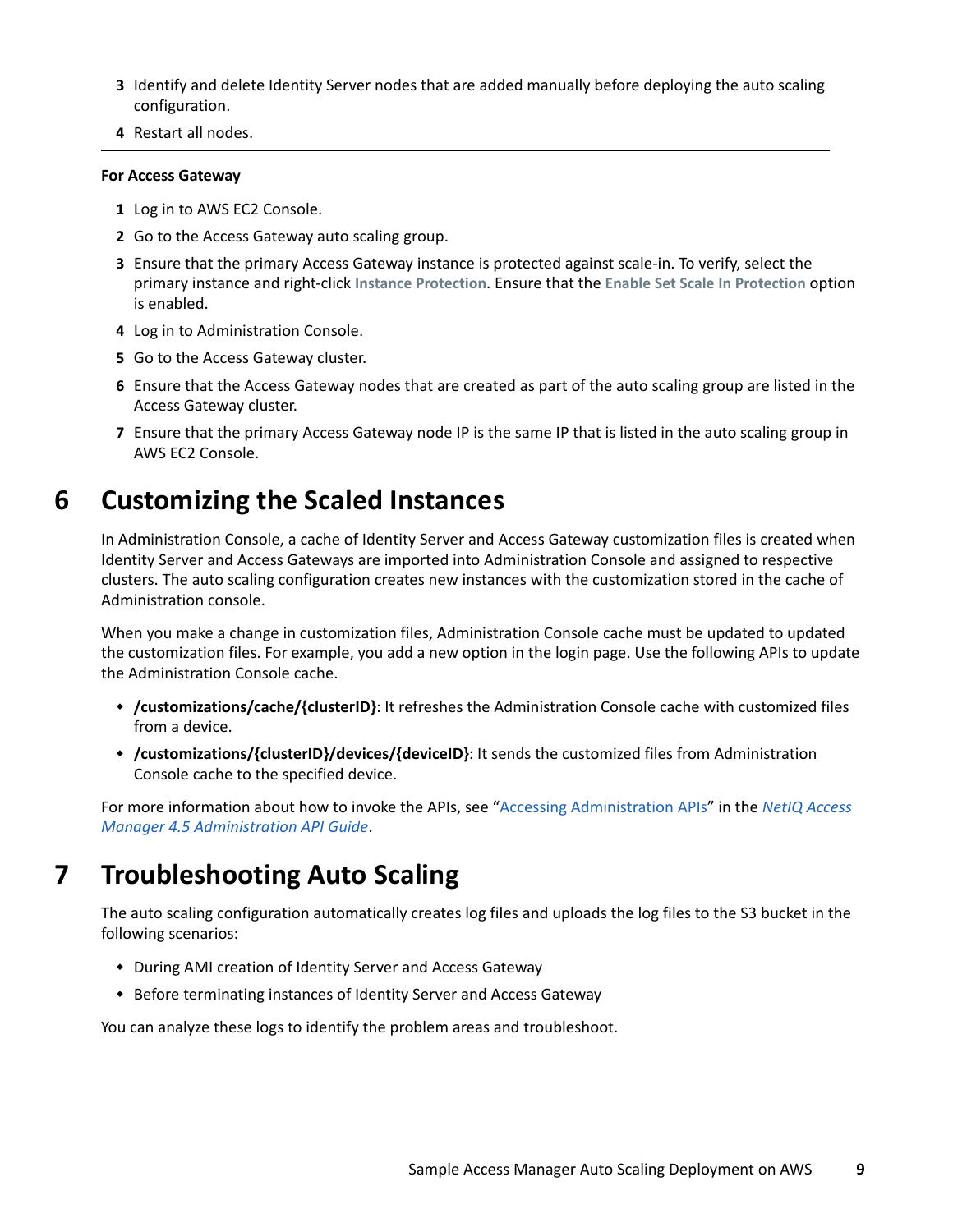3. Identify and delete Identity Server nodes that are added manually before deploying the auto scaling configuration.
4. Restart all nodes.

---

**For Access Gateway**

1. Log in to AWS EC2 Console.
2. Go to the Access Gateway auto scaling group.
3. Ensure that the primary Access Gateway instance is protected against scale-in. To verify, select the primary instance and right-click **Instance Protection**. Ensure that the **Enable Set Scale In Protection** option is enabled.
4. Log in to Administration Console.
5. Go to the Access Gateway cluster.
6. Ensure that the Access Gateway nodes that are created as part of the auto scaling group are listed in the Access Gateway cluster.
7. Ensure that the primary Access Gateway node IP is the same IP that is listed in the auto scaling group in AWS EC2 Console.

# 6 Customizing the Scaled Instances

In Administration Console, a cache of Identity Server and Access Gateway customization files is created when Identity Server and Access Gateways are imported into Administration Console and assigned to respective clusters. The auto scaling configuration creates new instances with the customization stored in the cache of Administration console.

When you make a change in customization files, Administration Console cache must be updated to updated the customization files. For example, you add a new option in the login page. Use the following APIs to update the Administration Console cache.

- **/customizations/cache/{clusterID}**: It refreshes the Administration Console cache with customized files from a device.
- **/customizations/{clusterID}/devices/{deviceID}**: It sends the customized files from Administration Console cache to the specified device.

For more information about how to invoke the APIs, see "Accessing Administration APIs" in the *NetIQ Access Manager 4.5 Administration API Guide*.

# 7 Troubleshooting Auto Scaling

The auto scaling configuration automatically creates log files and uploads the log files to the S3 bucket in the following scenarios:

- During AMI creation of Identity Server and Access Gateway
- Before terminating instances of Identity Server and Access Gateway

You can analyze these logs to identify the problem areas and troubleshoot.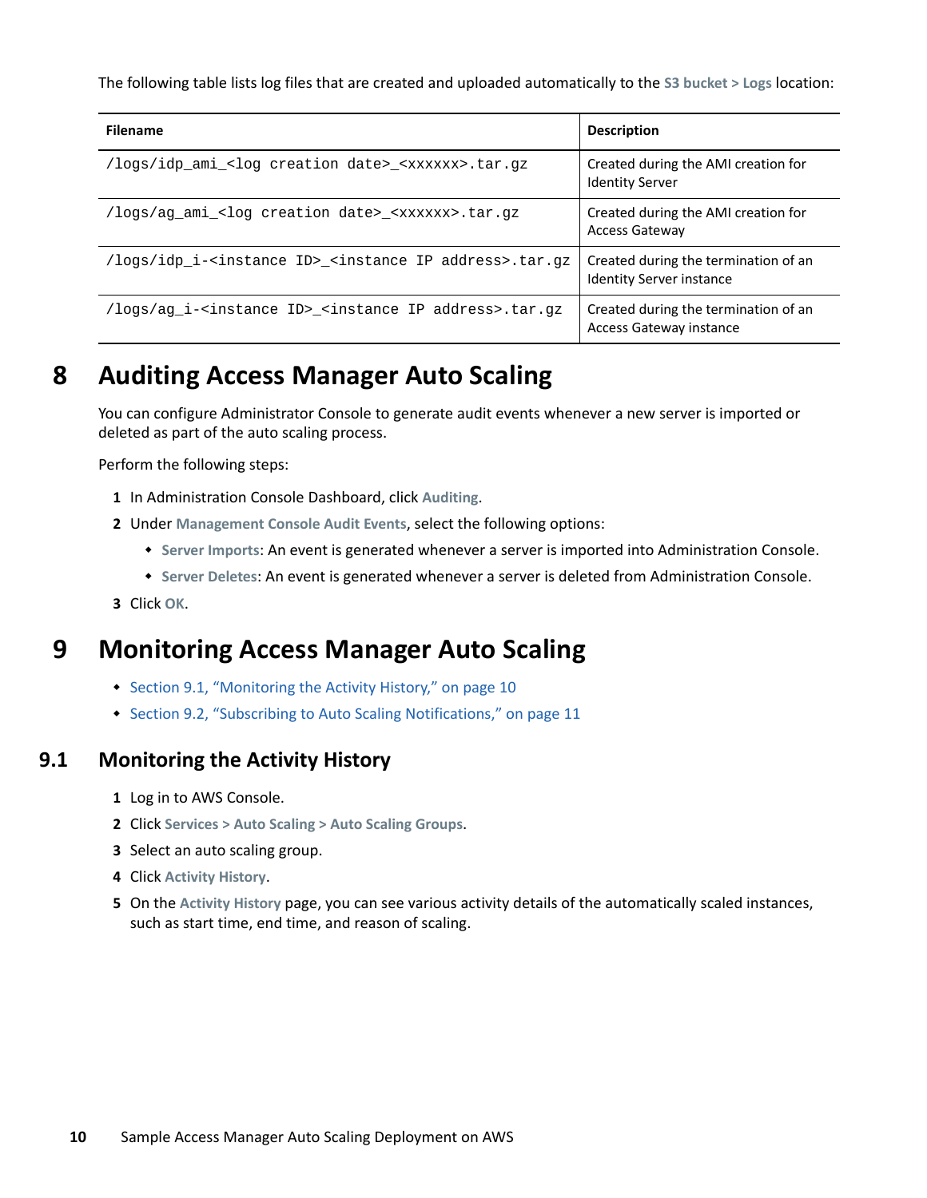The following table lists log files that are created and uploaded automatically to the **S3 bucket > Logs** location:

| Filename | Description |
|---|---|
| `/logs/idp_ami_<log creation date>_<xxxxxx>.tar.gz` | Created during the AMI creation for Identity Server |
| `/logs/ag_ami_<log creation date>_<xxxxxx>.tar.gz` | Created during the AMI creation for Access Gateway |
| `/logs/idp_i-<instance ID>_<instance IP address>.tar.gz` | Created during the termination of an Identity Server instance |
| `/logs/ag_i-<instance ID>_<instance IP address>.tar.gz` | Created during the termination of an Access Gateway instance |

# 8 Auditing Access Manager Auto Scaling

You can configure Administrator Console to generate audit events whenever a new server is imported or deleted as part of the auto scaling process.

Perform the following steps:

1. In Administration Console Dashboard, click **Auditing**.
2. Under **Management Console Audit Events**, select the following options:
   - **Server Imports**: An event is generated whenever a server is imported into Administration Console.
   - **Server Deletes**: An event is generated whenever a server is deleted from Administration Console.
3. Click **OK**.

# 9 Monitoring Access Manager Auto Scaling

- Section 9.1, "Monitoring the Activity History," on page 10
- Section 9.2, "Subscribing to Auto Scaling Notifications," on page 11

## 9.1 Monitoring the Activity History

1. Log in to AWS Console.
2. Click **Services > Auto Scaling > Auto Scaling Groups**.
3. Select an auto scaling group.
4. Click **Activity History**.
5. On the **Activity History** page, you can see various activity details of the automatically scaled instances, such as start time, end time, and reason of scaling.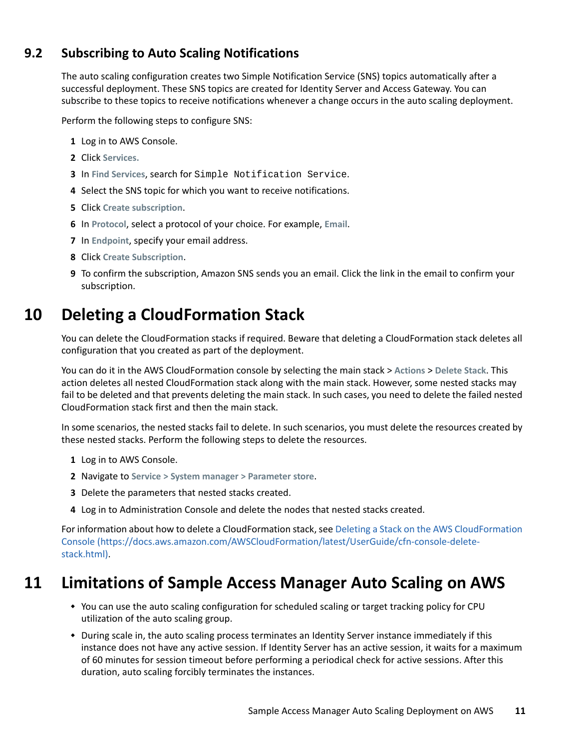## 9.2 Subscribing to Auto Scaling Notifications

The auto scaling configuration creates two Simple Notification Service (SNS) topics automatically after a successful deployment. These SNS topics are created for Identity Server and Access Gateway. You can subscribe to these topics to receive notifications whenever a change occurs in the auto scaling deployment.

Perform the following steps to configure SNS:

1. Log in to AWS Console.
2. Click **Services.**
3. In **Find Services**, search for `Simple Notification Service`.
4. Select the SNS topic for which you want to receive notifications.
5. Click **Create subscription**.
6. In **Protocol**, select a protocol of your choice. For example, **Email**.
7. In **Endpoint**, specify your email address.
8. Click **Create Subscription**.
9. To confirm the subscription, Amazon SNS sends you an email. Click the link in the email to confirm your subscription.

# 10 Deleting a CloudFormation Stack

You can delete the CloudFormation stacks if required. Beware that deleting a CloudFormation stack deletes all configuration that you created as part of the deployment.

You can do it in the AWS CloudFormation console by selecting the main stack > **Actions** > **Delete Stack**. This action deletes all nested CloudFormation stack along with the main stack. However, some nested stacks may fail to be deleted and that prevents deleting the main stack. In such cases, you need to delete the failed nested CloudFormation stack first and then the main stack.

In some scenarios, the nested stacks fail to delete. In such scenarios, you must delete the resources created by these nested stacks. Perform the following steps to delete the resources.

1. Log in to AWS Console.
2. Navigate to **Service > System manager > Parameter store**.
3. Delete the parameters that nested stacks created.
4. Log in to Administration Console and delete the nodes that nested stacks created.

For information about how to delete a CloudFormation stack, see [Deleting a Stack on the AWS CloudFormation Console (https://docs.aws.amazon.com/AWSCloudFormation/latest/UserGuide/cfn-console-delete-stack.html)](https://docs.aws.amazon.com/AWSCloudFormation/latest/UserGuide/cfn-console-delete-stack.html).

# 11 Limitations of Sample Access Manager Auto Scaling on AWS

- You can use the auto scaling configuration for scheduled scaling or target tracking policy for CPU utilization of the auto scaling group.
- During scale in, the auto scaling process terminates an Identity Server instance immediately if this instance does not have any active session. If Identity Server has an active session, it waits for a maximum of 60 minutes for session timeout before performing a periodical check for active sessions. After this duration, auto scaling forcibly terminates the instances.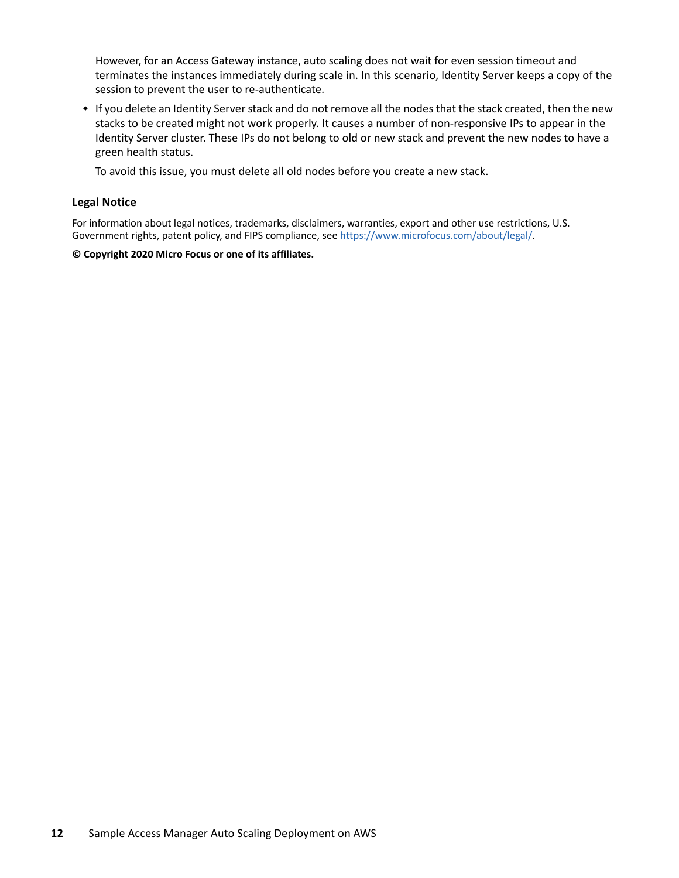However, for an Access Gateway instance, auto scaling does not wait for even session timeout and terminates the instances immediately during scale in. In this scenario, Identity Server keeps a copy of the session to prevent the user to re-authenticate.

- If you delete an Identity Server stack and do not remove all the nodes that the stack created, then the new stacks to be created might not work properly. It causes a number of non-responsive IPs to appear in the Identity Server cluster. These IPs do not belong to old or new stack and prevent the new nodes to have a green health status.

  To avoid this issue, you must delete all old nodes before you create a new stack.

### Legal Notice

For information about legal notices, trademarks, disclaimers, warranties, export and other use restrictions, U.S. Government rights, patent policy, and FIPS compliance, see https://www.microfocus.com/about/legal/.

**© Copyright 2020 Micro Focus or one of its affiliates.**